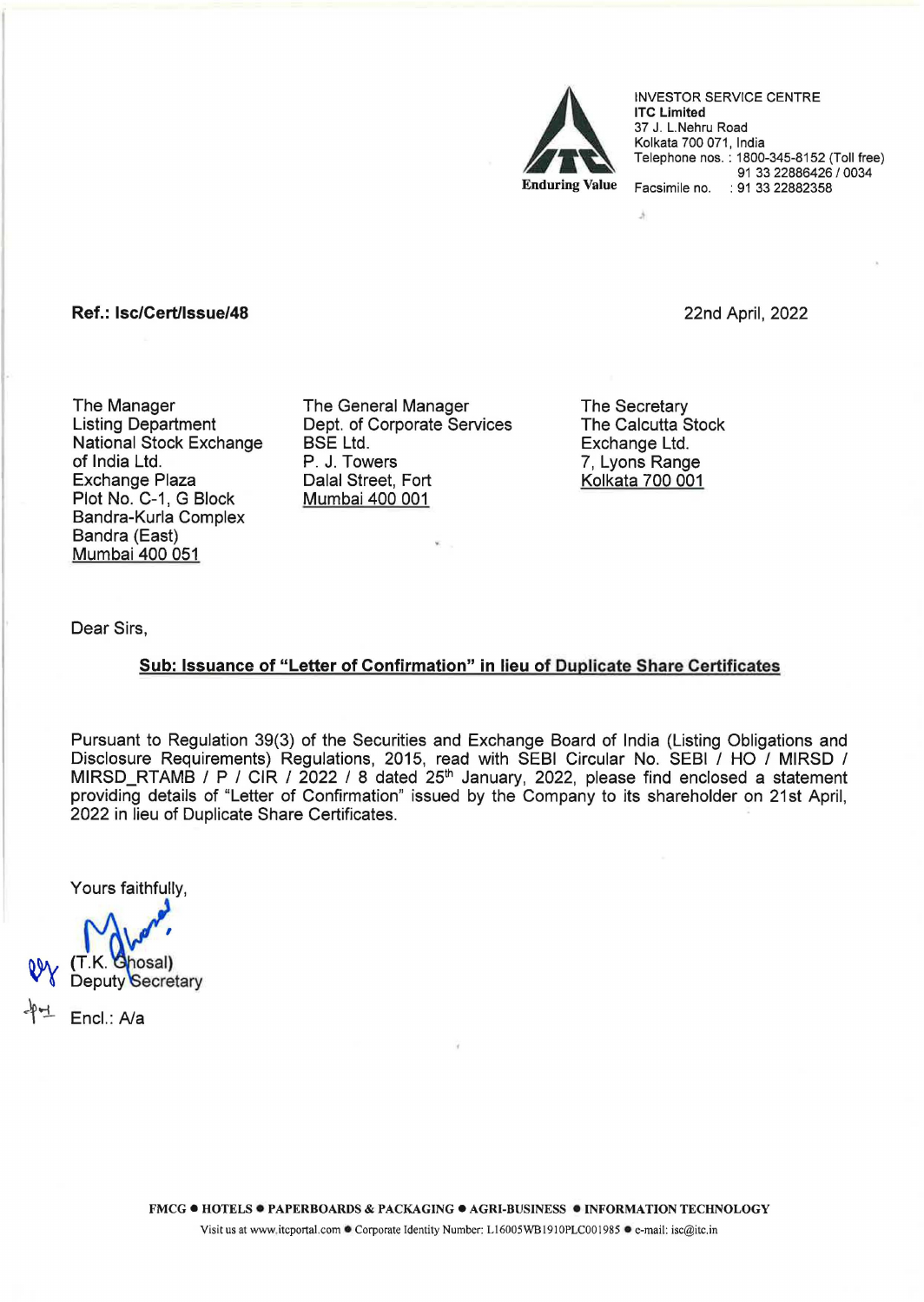INVESTOR SERVICE CENTRE
**ITC Limited**
37 J. L.Nehru Road
Kolkata 700 071, India
Telephone nos. : 1800-345-8152 (Toll free)
91 33 22886426 / 0034
Facsimile no. : 91 33 22882358

Enduring Value

**Ref.: Isc/Cert/Issue/48**

22nd April, 2022

The Manager
Listing Department
National Stock Exchange of India Ltd.
Exchange Plaza
Plot No. C-1, G Block
Bandra-Kurla Complex
Bandra (East)
Mumbai 400 051

The General Manager
Dept. of Corporate Services
BSE Ltd.
P. J. Towers
Dalal Street, Fort
Mumbai 400 001

The Secretary
The Calcutta Stock Exchange Ltd.
7, Lyons Range
Kolkata 700 001

Dear Sirs,

**Sub: Issuance of "Letter of Confirmation" in lieu of Duplicate Share Certificates**

Pursuant to Regulation 39(3) of the Securities and Exchange Board of India (Listing Obligations and Disclosure Requirements) Regulations, 2015, read with SEBI Circular No. SEBI / HO / MIRSD / MIRSD_RTAMB / P / CIR / 2022 / 8 dated 25th January, 2022, please find enclosed a statement providing details of "Letter of Confirmation" issued by the Company to its shareholder on 21st April, 2022 in lieu of Duplicate Share Certificates.

Yours faithfully,

(T.K. Ghosal)
Deputy Secretary

Encl.: A/a

FMCG • HOTELS • PAPERBOARDS & PACKAGING • AGRI-BUSINESS • INFORMATION TECHNOLOGY
Visit us at www.itcportal.com • Corporate Identity Number: L16005WB1910PLC001985 • e-mail: isc@itc.in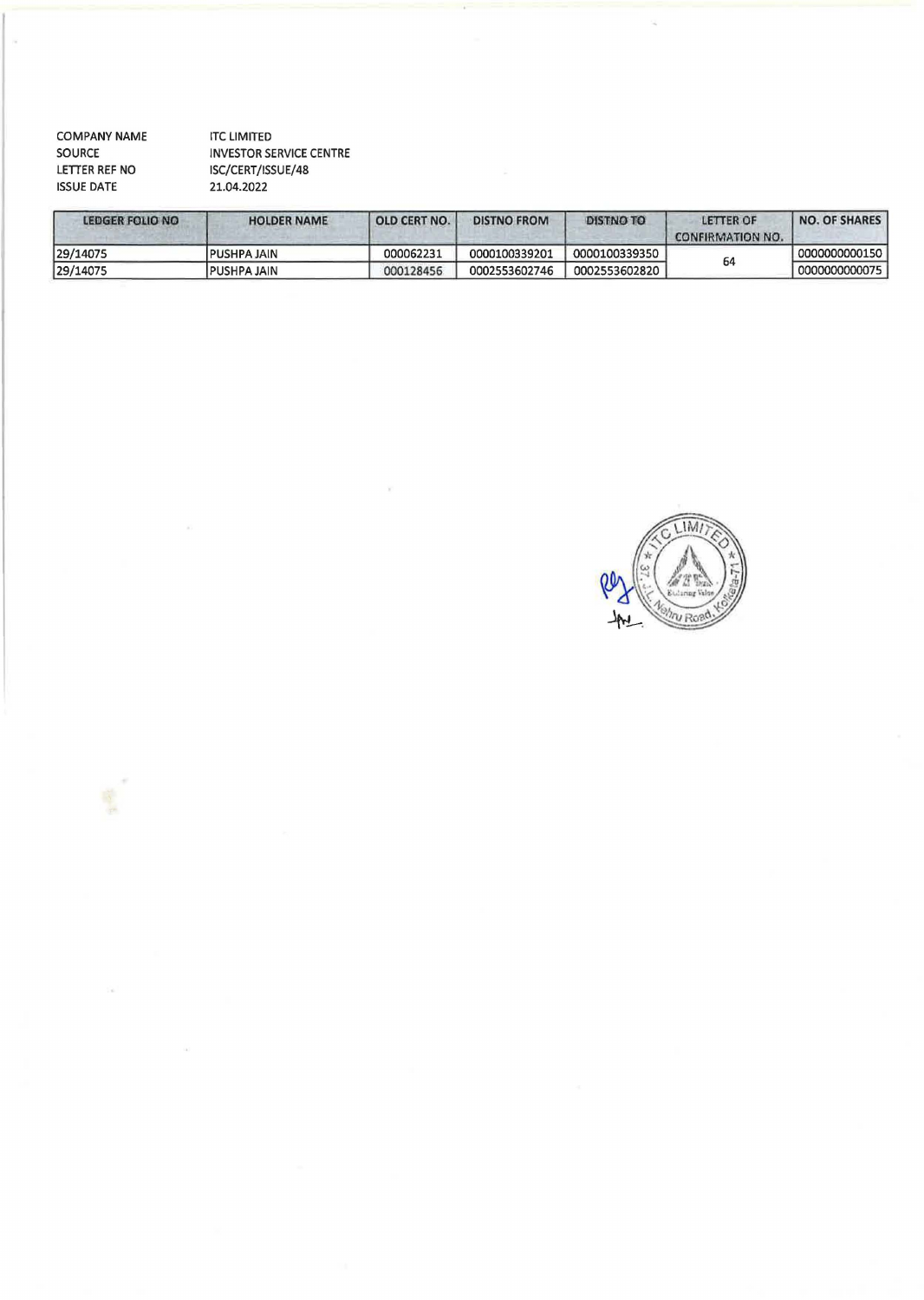| | |
|---|---|
| COMPANY NAME | ITC LIMITED |
| SOURCE | INVESTOR SERVICE CENTRE |
| LETTER REF NO | ISC/CERT/ISSUE/48 |
| ISSUE DATE | 21.04.2022 |

| LEDGER FOLIO NO | HOLDER NAME | OLD CERT NO. | DISTNO FROM | DISTNO TO | LETTER OF CONFIRMATION NO. | NO. OF SHARES |
|---|---|---|---|---|---|---|
| 29/14075 | PUSHPA JAIN | 000062231 | 0000100339201 | 0000100339350 | 64 | 0000000000150 |
| 29/14075 | PUSHPA JAIN | 000128456 | 0002553602746 | 0002553602820 | | 0000000000075 |